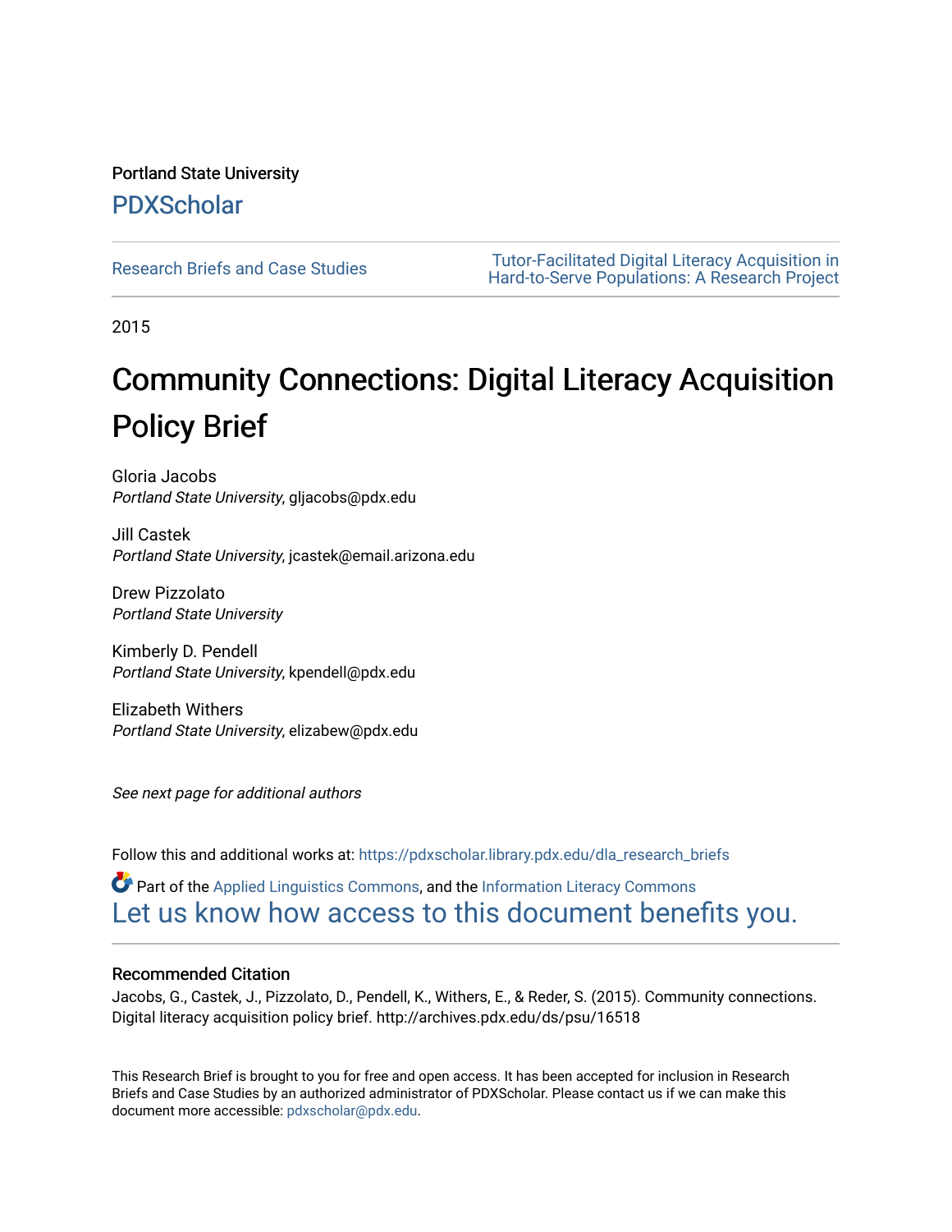Portland State University

## PDXScholar

Research Briefs and Case Studies

Tutor-Facilitated Digital Literacy Acquisition in Hard-to-Serve Populations: A Research Project

2015

# Community Connections: Digital Literacy Acquisition Policy Brief

Gloria Jacobs
*Portland State University*, gljacobs@pdx.edu

Jill Castek
*Portland State University*, jcastek@email.arizona.edu

Drew Pizzolato
*Portland State University*

Kimberly D. Pendell
*Portland State University*, kpendell@pdx.edu

Elizabeth Withers
*Portland State University*, elizabew@pdx.edu

*See next page for additional authors*

Follow this and additional works at: https://pdxscholar.library.pdx.edu/dla_research_briefs

Part of the Applied Linguistics Commons, and the Information Literacy Commons

Let us know how access to this document benefits you.

### Recommended Citation

Jacobs, G., Castek, J., Pizzolato, D., Pendell, K., Withers, E., & Reder, S. (2015). Community connections. Digital literacy acquisition policy brief. http://archives.pdx.edu/ds/psu/16518

This Research Brief is brought to you for free and open access. It has been accepted for inclusion in Research Briefs and Case Studies by an authorized administrator of PDXScholar. Please contact us if we can make this document more accessible: pdxscholar@pdx.edu.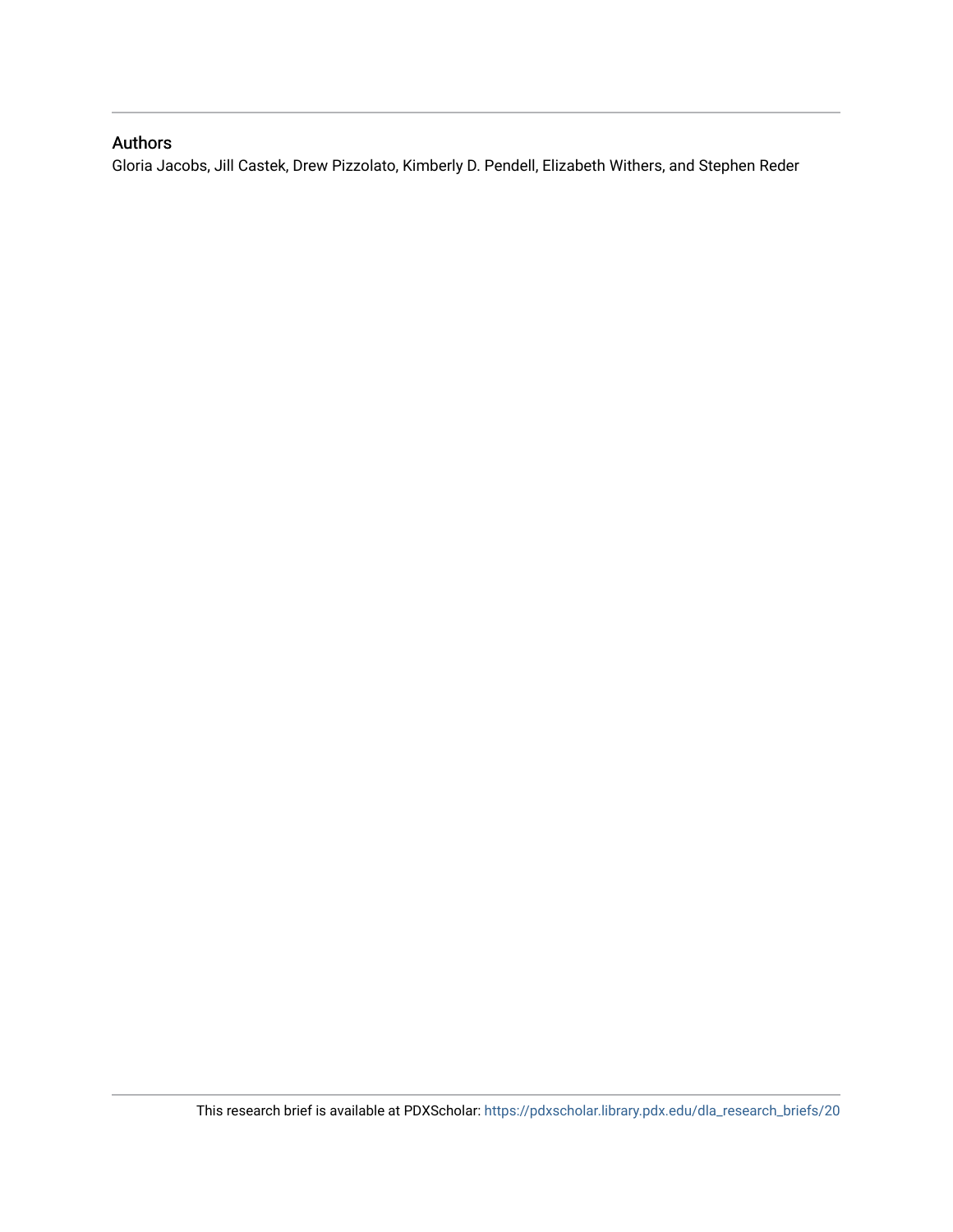## Authors

Gloria Jacobs, Jill Castek, Drew Pizzolato, Kimberly D. Pendell, Elizabeth Withers, and Stephen Reder

This research brief is available at PDXScholar: https://pdxscholar.library.pdx.edu/dla_research_briefs/20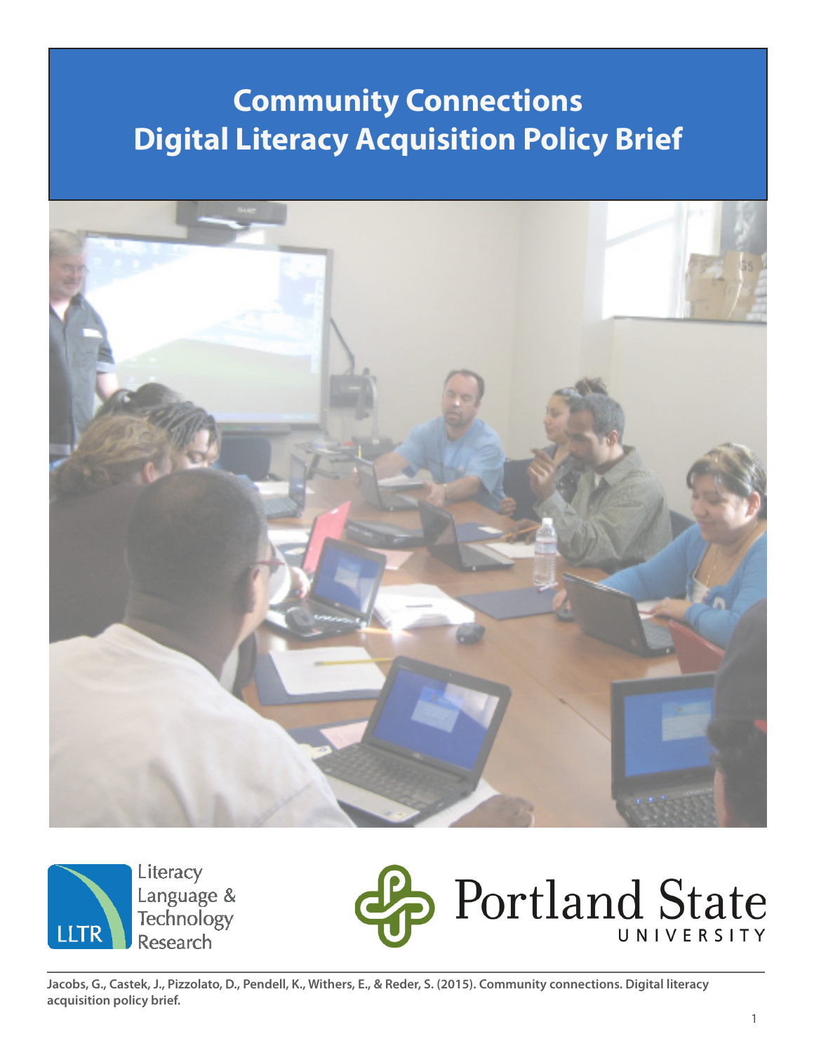# Community Connections
# Digital Literacy Acquisition Policy Brief

Literacy Language & Technology Research

Portland State UNIVERSITY

**Jacobs, G., Castek, J., Pizzolato, D., Pendell, K., Withers, E., & Reder, S. (2015). Community connections. Digital literacy acquisition policy brief.**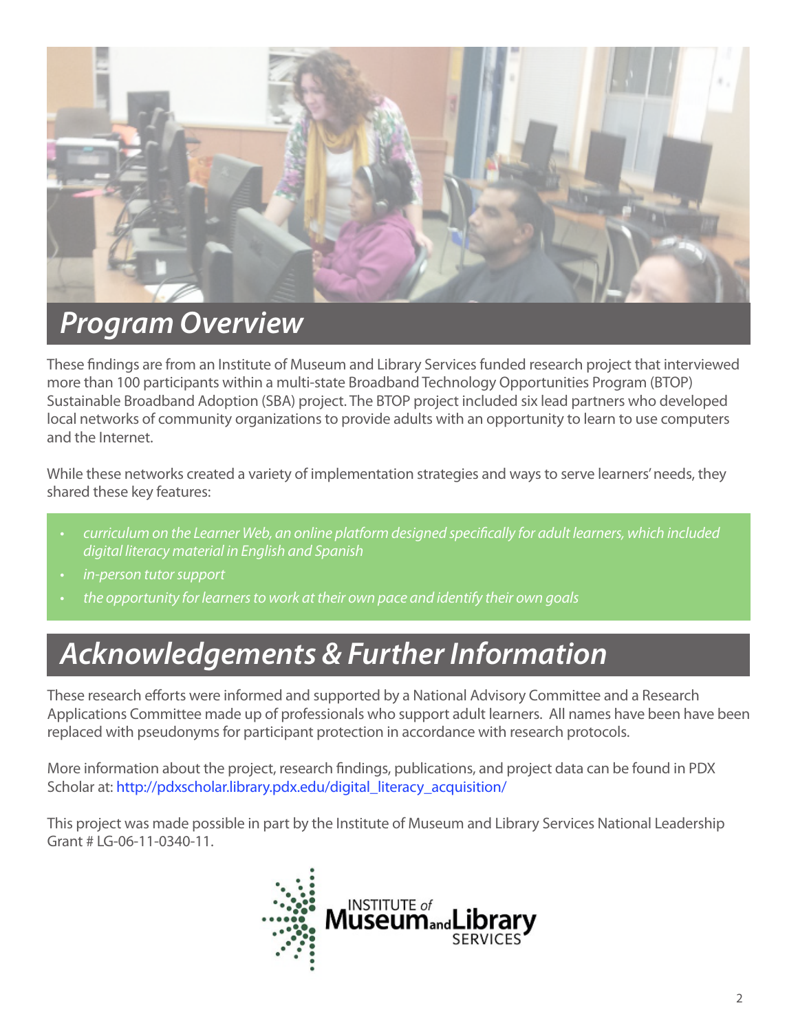# *Program Overview*

These findings are from an Institute of Museum and Library Services funded research project that interviewed more than 100 participants within a multi-state Broadband Technology Opportunities Program (BTOP) Sustainable Broadband Adoption (SBA) project. The BTOP project included six lead partners who developed local networks of community organizations to provide adults with an opportunity to learn to use computers and the Internet.

While these networks created a variety of implementation strategies and ways to serve learners' needs, they shared these key features:

- *curriculum on the Learner Web, an online platform designed specifically for adult learners, which included digital literacy material in English and Spanish*
- *in-person tutor support*
- *the opportunity for learners to work at their own pace and identify their own goals*

# *Acknowledgements & Further Information*

These research efforts were informed and supported by a National Advisory Committee and a Research Applications Committee made up of professionals who support adult learners. All names have been have been replaced with pseudonyms for participant protection in accordance with research protocols.

More information about the project, research findings, publications, and project data can be found in PDX Scholar at: http://pdxscholar.library.pdx.edu/digital_literacy_acquisition/

This project was made possible in part by the Institute of Museum and Library Services National Leadership Grant # LG-06-11-0340-11.

INSTITUTE of Museum and Library SERVICES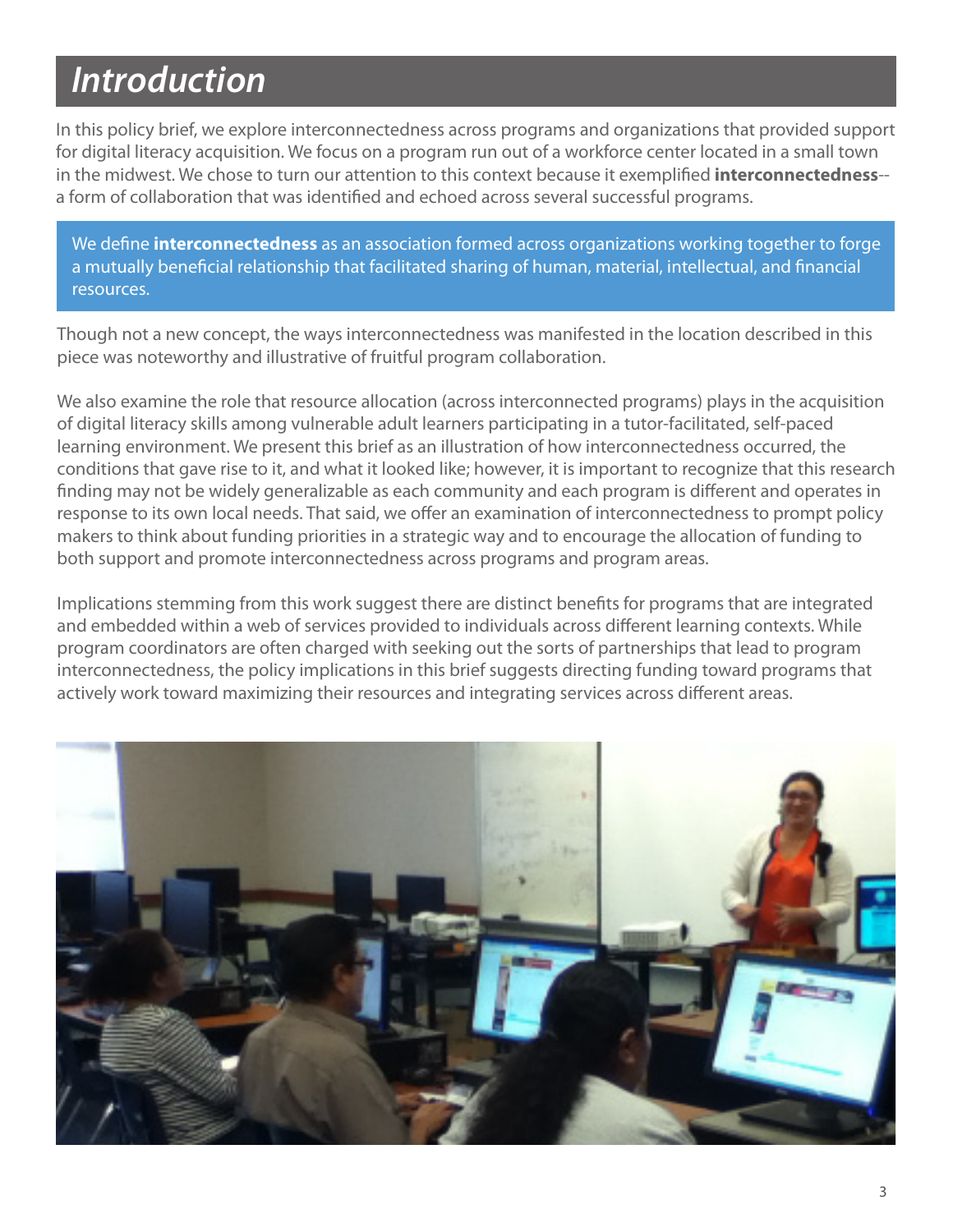# *Introduction*

In this policy brief, we explore interconnectedness across programs and organizations that provided support for digital literacy acquisition. We focus on a program run out of a workforce center located in a small town in the midwest. We chose to turn our attention to this context because it exemplified **interconnectedness**--a form of collaboration that was identified and echoed across several successful programs.

> We define **interconnectedness** as an association formed across organizations working together to forge a mutually beneficial relationship that facilitated sharing of human, material, intellectual, and financial resources.

Though not a new concept, the ways interconnectedness was manifested in the location described in this piece was noteworthy and illustrative of fruitful program collaboration.

We also examine the role that resource allocation (across interconnected programs) plays in the acquisition of digital literacy skills among vulnerable adult learners participating in a tutor-facilitated, self-paced learning environment. We present this brief as an illustration of how interconnectedness occurred, the conditions that gave rise to it, and what it looked like; however, it is important to recognize that this research finding may not be widely generalizable as each community and each program is different and operates in response to its own local needs. That said, we offer an examination of interconnectedness to prompt policy makers to think about funding priorities in a strategic way and to encourage the allocation of funding to both support and promote interconnectedness across programs and program areas.

Implications stemming from this work suggest there are distinct benefits for programs that are integrated and embedded within a web of services provided to individuals across different learning contexts. While program coordinators are often charged with seeking out the sorts of partnerships that lead to program interconnectedness, the policy implications in this brief suggests directing funding toward programs that actively work toward maximizing their resources and integrating services across different areas.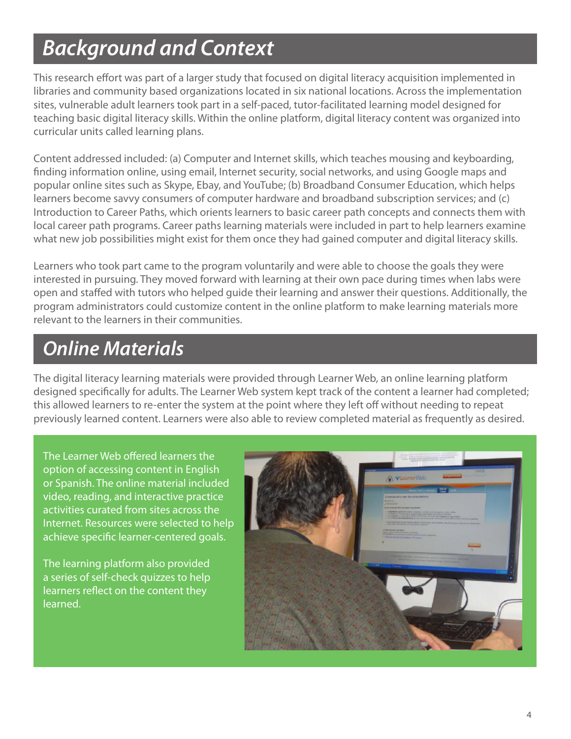## *Background and Context*

This research effort was part of a larger study that focused on digital literacy acquisition implemented in libraries and community based organizations located in six national locations. Across the implementation sites, vulnerable adult learners took part in a self-paced, tutor-facilitated learning model designed for teaching basic digital literacy skills. Within the online platform, digital literacy content was organized into curricular units called learning plans.

Content addressed included: (a) Computer and Internet skills, which teaches mousing and keyboarding, finding information online, using email, Internet security, social networks, and using Google maps and popular online sites such as Skype, Ebay, and YouTube; (b) Broadband Consumer Education, which helps learners become savvy consumers of computer hardware and broadband subscription services; and (c) Introduction to Career Paths, which orients learners to basic career path concepts and connects them with local career path programs. Career paths learning materials were included in part to help learners examine what new job possibilities might exist for them once they had gained computer and digital literacy skills.

Learners who took part came to the program voluntarily and were able to choose the goals they were interested in pursuing. They moved forward with learning at their own pace during times when labs were open and staffed with tutors who helped guide their learning and answer their questions. Additionally, the program administrators could customize content in the online platform to make learning materials more relevant to the learners in their communities.

## *Online Materials*

The digital literacy learning materials were provided through Learner Web, an online learning platform designed specifically for adults. The Learner Web system kept track of the content a learner had completed; this allowed learners to re-enter the system at the point where they left off without needing to repeat previously learned content. Learners were also able to review completed material as frequently as desired.

The Learner Web offered learners the option of accessing content in English or Spanish. The online material included video, reading, and interactive practice activities curated from sites across the Internet. Resources were selected to help achieve specific learner-centered goals.

The learning platform also provided a series of self-check quizzes to help learners reflect on the content they learned.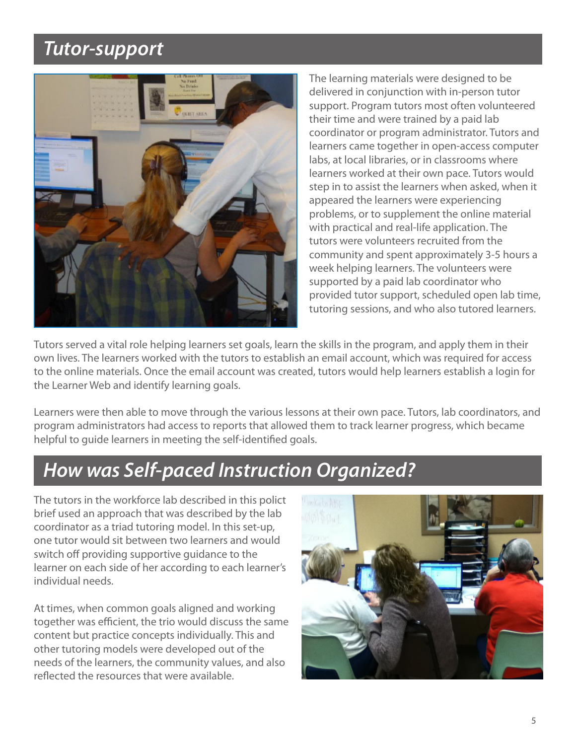## Tutor-support

The learning materials were designed to be delivered in conjunction with in-person tutor support. Program tutors most often volunteered their time and were trained by a paid lab coordinator or program administrator. Tutors and learners came together in open-access computer labs, at local libraries, or in classrooms where learners worked at their own pace. Tutors would step in to assist the learners when asked, when it appeared the learners were experiencing problems, or to supplement the online material with practical and real-life application. The tutors were volunteers recruited from the community and spent approximately 3-5 hours a week helping learners. The volunteers were supported by a paid lab coordinator who provided tutor support, scheduled open lab time, tutoring sessions, and who also tutored learners.

Tutors served a vital role helping learners set goals, learn the skills in the program, and apply them in their own lives. The learners worked with the tutors to establish an email account, which was required for access to the online materials. Once the email account was created, tutors would help learners establish a login for the Learner Web and identify learning goals.

Learners were then able to move through the various lessons at their own pace. Tutors, lab coordinators, and program administrators had access to reports that allowed them to track learner progress, which became helpful to guide learners in meeting the self-identified goals.

## How was Self-paced Instruction Organized?

The tutors in the workforce lab described in this polict brief used an approach that was described by the lab coordinator as a triad tutoring model. In this set-up, one tutor would sit between two learners and would switch off providing supportive guidance to the learner on each side of her according to each learner's individual needs.

At times, when common goals aligned and working together was efficient, the trio would discuss the same content but practice concepts individually. This and other tutoring models were developed out of the needs of the learners, the community values, and also reflected the resources that were available.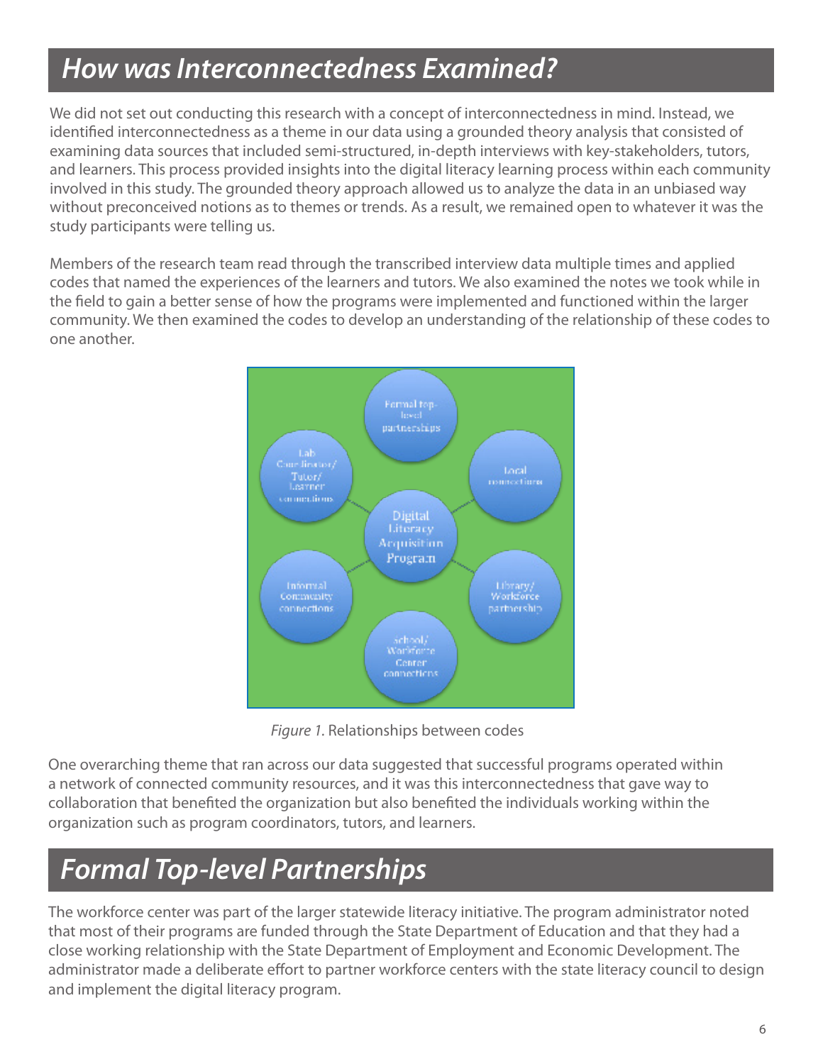## How was Interconnectedness Examined?

We did not set out conducting this research with a concept of interconnectedness in mind. Instead, we identified interconnectedness as a theme in our data using a grounded theory analysis that consisted of examining data sources that included semi-structured, in-depth interviews with key-stakeholders, tutors, and learners. This process provided insights into the digital literacy learning process within each community involved in this study. The grounded theory approach allowed us to analyze the data in an unbiased way without preconceived notions as to themes or trends. As a result, we remained open to whatever it was the study participants were telling us.

Members of the research team read through the transcribed interview data multiple times and applied codes that named the experiences of the learners and tutors. We also examined the notes we took while in the field to gain a better sense of how the programs were implemented and functioned within the larger community. We then examined the codes to develop an understanding of the relationship of these codes to one another.

*Figure 1*. Relationships between codes

One overarching theme that ran across our data suggested that successful programs operated within a network of connected community resources, and it was this interconnectedness that gave way to collaboration that benefited the organization but also benefited the individuals working within the organization such as program coordinators, tutors, and learners.

## Formal Top-level Partnerships

The workforce center was part of the larger statewide literacy initiative. The program administrator noted that most of their programs are funded through the State Department of Education and that they had a close working relationship with the State Department of Employment and Economic Development. The administrator made a deliberate effort to partner workforce centers with the state literacy council to design and implement the digital literacy program.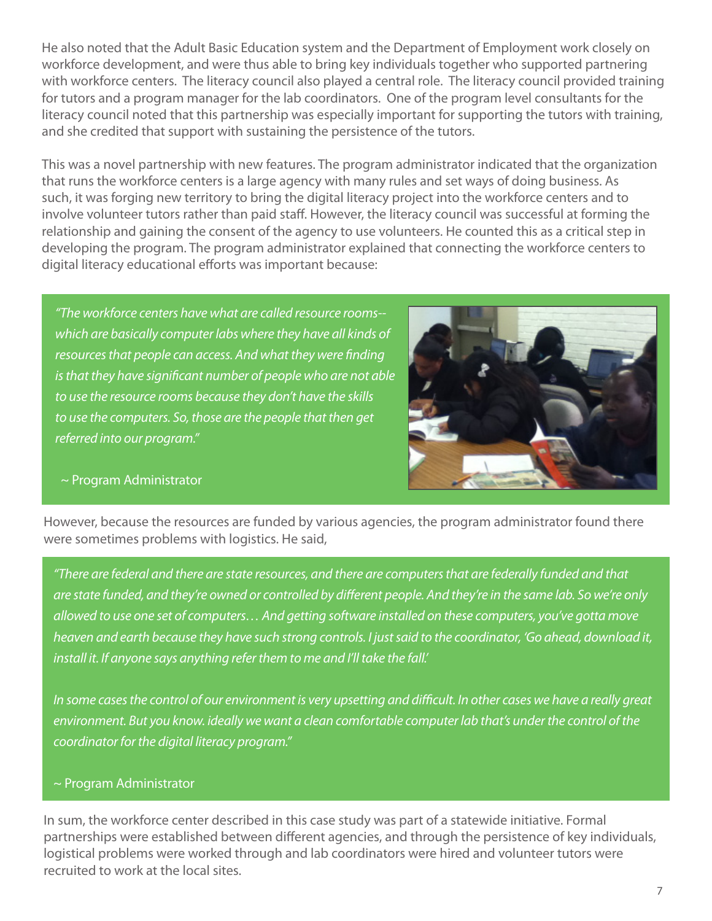He also noted that the Adult Basic Education system and the Department of Employment work closely on workforce development, and were thus able to bring key individuals together who supported partnering with workforce centers. The literacy council also played a central role. The literacy council provided training for tutors and a program manager for the lab coordinators. One of the program level consultants for the literacy council noted that this partnership was especially important for supporting the tutors with training, and she credited that support with sustaining the persistence of the tutors.

This was a novel partnership with new features. The program administrator indicated that the organization that runs the workforce centers is a large agency with many rules and set ways of doing business. As such, it was forging new territory to bring the digital literacy project into the workforce centers and to involve volunteer tutors rather than paid staff. However, the literacy council was successful at forming the relationship and gaining the consent of the agency to use volunteers. He counted this as a critical step in developing the program. The program administrator explained that connecting the workforce centers to digital literacy educational efforts was important because:

> *"The workforce centers have what are called resource rooms--which are basically computer labs where they have all kinds of resources that people can access. And what they were finding is that they have significant number of people who are not able to use the resource rooms because they don't have the skills to use the computers. So, those are the people that then get referred into our program."*
>
> ~ Program Administrator

However, because the resources are funded by various agencies, the program administrator found there were sometimes problems with logistics. He said,

> *"There are federal and there are state resources, and there are computers that are federally funded and that are state funded, and they're owned or controlled by different people. And they're in the same lab. So we're only allowed to use one set of computers… And getting software installed on these computers, you've gotta move heaven and earth because they have such strong controls. I just said to the coordinator, 'Go ahead, download it, install it. If anyone says anything refer them to me and I'll take the fall.'*
>
> *In some cases the control of our environment is very upsetting and difficult. In other cases we have a really great environment. But you know. ideally we want a clean comfortable computer lab that's under the control of the coordinator for the digital literacy program."*
>
> ~ Program Administrator

In sum, the workforce center described in this case study was part of a statewide initiative. Formal partnerships were established between different agencies, and through the persistence of key individuals, logistical problems were worked through and lab coordinators were hired and volunteer tutors were recruited to work at the local sites.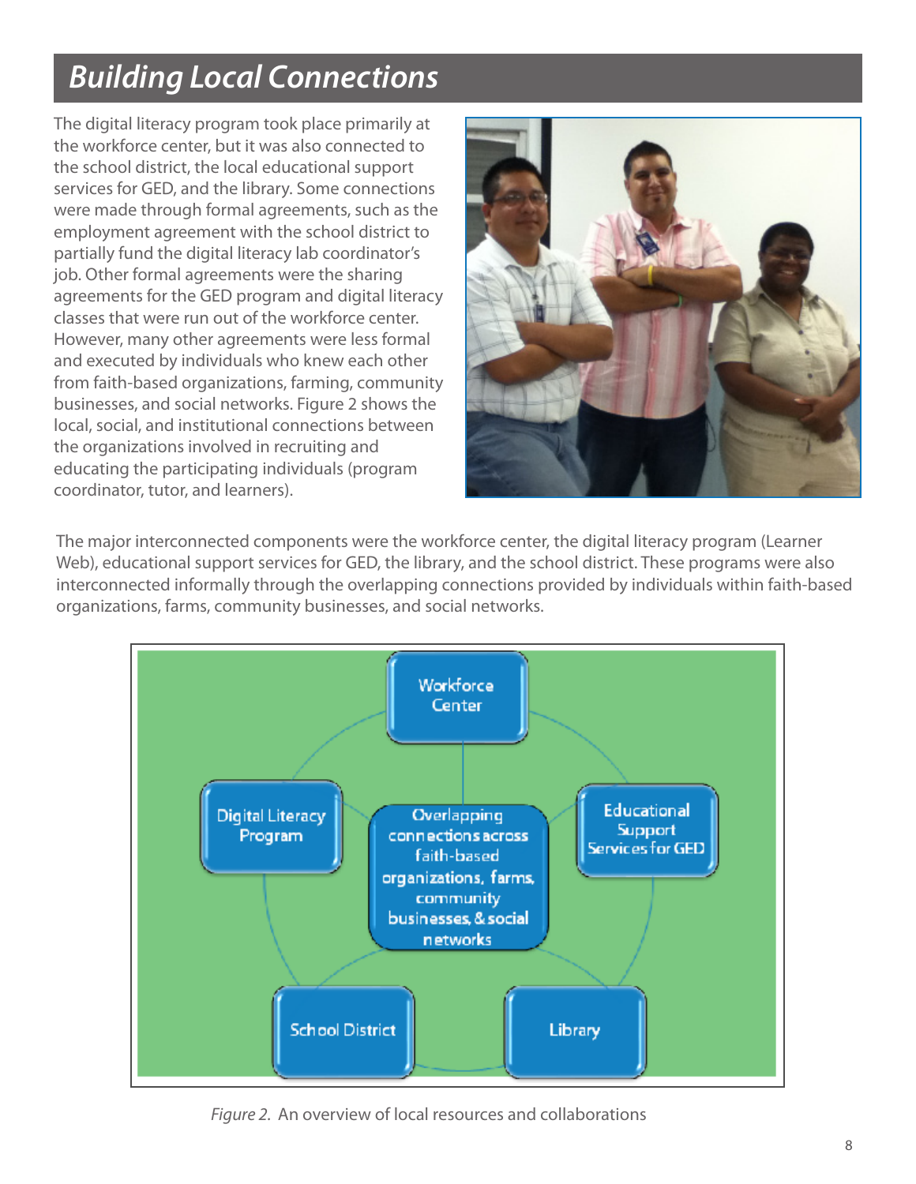## Building Local Connections

The digital literacy program took place primarily at the workforce center, but it was also connected to the school district, the local educational support services for GED, and the library. Some connections were made through formal agreements, such as the employment agreement with the school district to partially fund the digital literacy lab coordinator's job. Other formal agreements were the sharing agreements for the GED program and digital literacy classes that were run out of the workforce center. However, many other agreements were less formal and executed by individuals who knew each other from faith-based organizations, farming, community businesses, and social networks. Figure 2 shows the local, social, and institutional connections between the organizations involved in recruiting and educating the participating individuals (program coordinator, tutor, and learners).

The major interconnected components were the workforce center, the digital literacy program (Learner Web), educational support services for GED, the library, and the school district. These programs were also interconnected informally through the overlapping connections provided by individuals within faith-based organizations, farms, community businesses, and social networks.

*Figure 2.* An overview of local resources and collaborations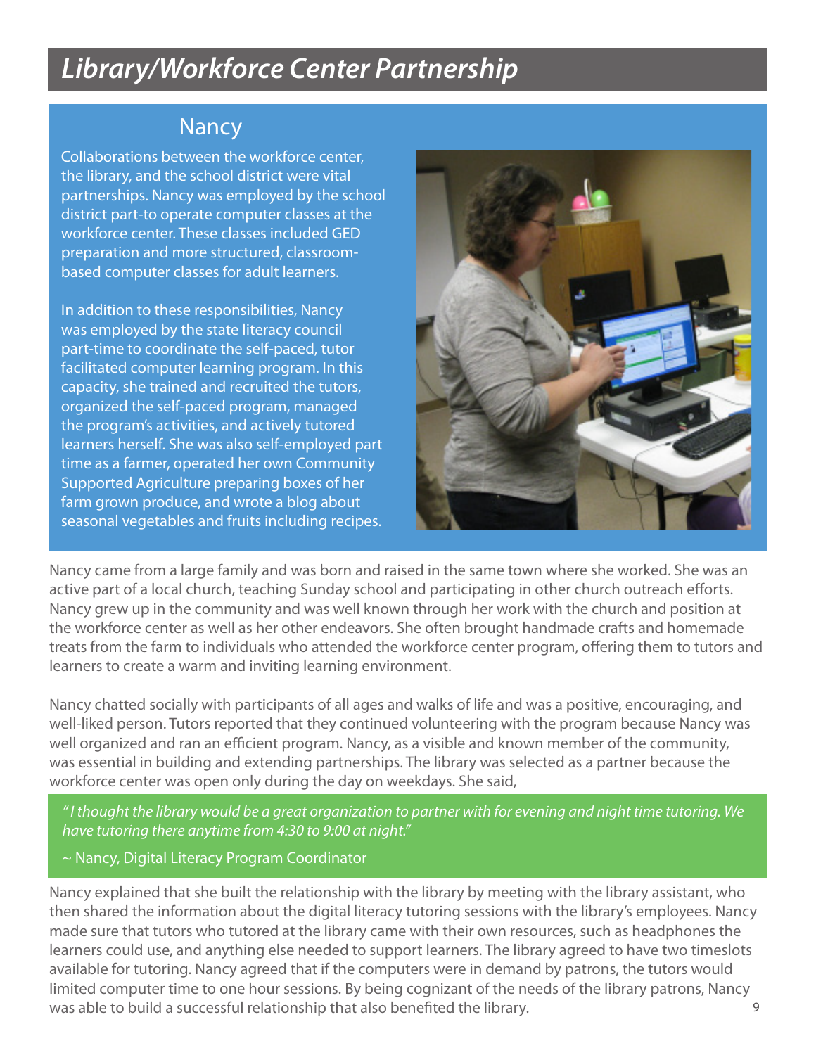# Library/Workforce Center Partnership

## Nancy

Collaborations between the workforce center, the library, and the school district were vital partnerships. Nancy was employed by the school district part-to operate computer classes at the workforce center. These classes included GED preparation and more structured, classroom-based computer classes for adult learners.

In addition to these responsibilities, Nancy was employed by the state literacy council part-time to coordinate the self-paced, tutor facilitated computer learning program. In this capacity, she trained and recruited the tutors, organized the self-paced program, managed the program's activities, and actively tutored learners herself. She was also self-employed part time as a farmer, operated her own Community Supported Agriculture preparing boxes of her farm grown produce, and wrote a blog about seasonal vegetables and fruits including recipes.

Nancy came from a large family and was born and raised in the same town where she worked. She was an active part of a local church, teaching Sunday school and participating in other church outreach efforts. Nancy grew up in the community and was well known through her work with the church and position at the workforce center as well as her other endeavors. She often brought handmade crafts and homemade treats from the farm to individuals who attended the workforce center program, offering them to tutors and learners to create a warm and inviting learning environment.

Nancy chatted socially with participants of all ages and walks of life and was a positive, encouraging, and well-liked person. Tutors reported that they continued volunteering with the program because Nancy was well organized and ran an efficient program. Nancy, as a visible and known member of the community, was essential in building and extending partnerships. The library was selected as a partner because the workforce center was open only during the day on weekdays. She said,

> *"I thought the library would be a great organization to partner with for evening and night time tutoring. We have tutoring there anytime from 4:30 to 9:00 at night."*
>
> ~ Nancy, Digital Literacy Program Coordinator

Nancy explained that she built the relationship with the library by meeting with the library assistant, who then shared the information about the digital literacy tutoring sessions with the library's employees. Nancy made sure that tutors who tutored at the library came with their own resources, such as headphones the learners could use, and anything else needed to support learners. The library agreed to have two timeslots available for tutoring. Nancy agreed that if the computers were in demand by patrons, the tutors would limited computer time to one hour sessions. By being cognizant of the needs of the library patrons, Nancy was able to build a successful relationship that also benefited the library.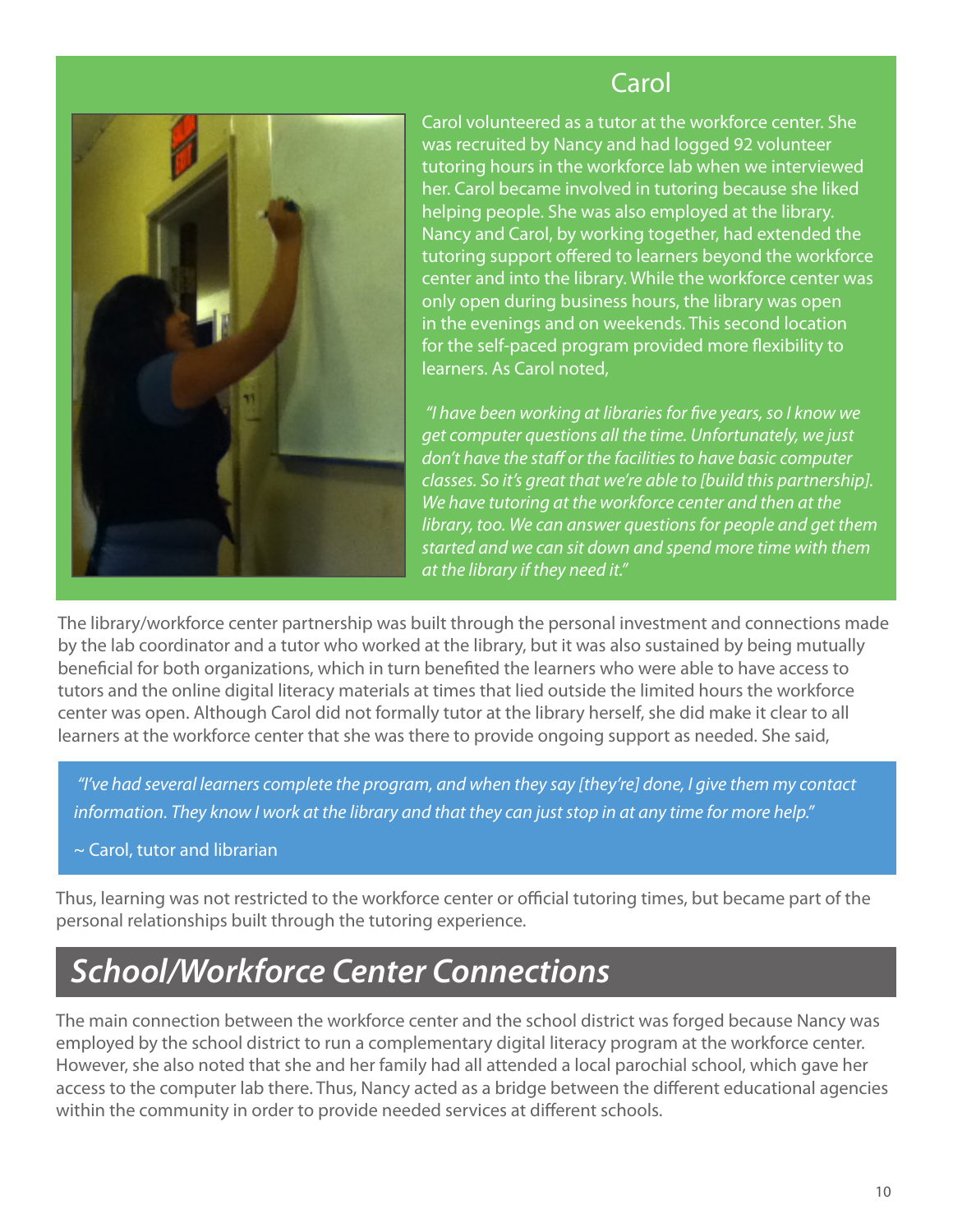## Carol

Carol volunteered as a tutor at the workforce center. She was recruited by Nancy and had logged 92 volunteer tutoring hours in the workforce lab when we interviewed her. Carol became involved in tutoring because she liked helping people. She was also employed at the library. Nancy and Carol, by working together, had extended the tutoring support offered to learners beyond the workforce center and into the library. While the workforce center was only open during business hours, the library was open in the evenings and on weekends. This second location for the self-paced program provided more flexibility to learners. As Carol noted,

*"I have been working at libraries for five years, so I know we get computer questions all the time. Unfortunately, we just don't have the staff or the facilities to have basic computer classes. So it's great that we're able to [build this partnership]. We have tutoring at the workforce center and then at the library, too. We can answer questions for people and get them started and we can sit down and spend more time with them at the library if they need it."*

The library/workforce center partnership was built through the personal investment and connections made by the lab coordinator and a tutor who worked at the library, but it was also sustained by being mutually beneficial for both organizations, which in turn benefited the learners who were able to have access to tutors and the online digital literacy materials at times that lied outside the limited hours the workforce center was open. Although Carol did not formally tutor at the library herself, she did make it clear to all learners at the workforce center that she was there to provide ongoing support as needed. She said,

> *"I've had several learners complete the program, and when they say [they're] done, I give them my contact information. They know I work at the library and that they can just stop in at any time for more help."*
>
> ~ Carol, tutor and librarian

Thus, learning was not restricted to the workforce center or official tutoring times, but became part of the personal relationships built through the tutoring experience.

## *School/Workforce Center Connections*

The main connection between the workforce center and the school district was forged because Nancy was employed by the school district to run a complementary digital literacy program at the workforce center. However, she also noted that she and her family had all attended a local parochial school, which gave her access to the computer lab there. Thus, Nancy acted as a bridge between the different educational agencies within the community in order to provide needed services at different schools.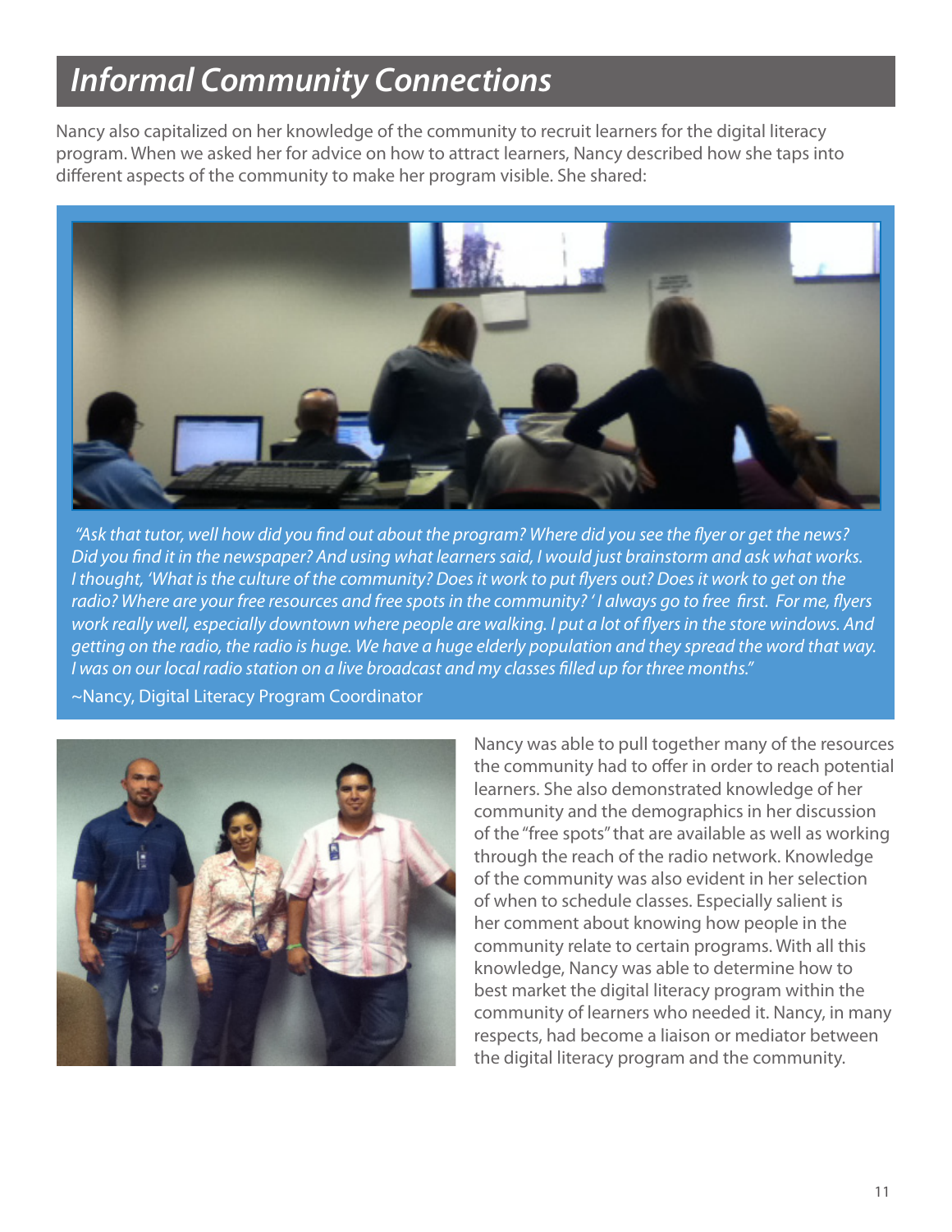## *Informal Community Connections*

Nancy also capitalized on her knowledge of the community to recruit learners for the digital literacy program. When we asked her for advice on how to attract learners, Nancy described how she taps into different aspects of the community to make her program visible. She shared:

*"Ask that tutor, well how did you find out about the program? Where did you see the flyer or get the news? Did you find it in the newspaper? And using what learners said, I would just brainstorm and ask what works. I thought, 'What is the culture of the community? Does it work to put flyers out? Does it work to get on the radio? Where are your free resources and free spots in the community?' I always go to free first. For me, flyers work really well, especially downtown where people are walking. I put a lot of flyers in the store windows. And getting on the radio, the radio is huge. We have a huge elderly population and they spread the word that way. I was on our local radio station on a live broadcast and my classes filled up for three months."*

~Nancy, Digital Literacy Program Coordinator

Nancy was able to pull together many of the resources the community had to offer in order to reach potential learners. She also demonstrated knowledge of her community and the demographics in her discussion of the "free spots" that are available as well as working through the reach of the radio network. Knowledge of the community was also evident in her selection of when to schedule classes. Especially salient is her comment about knowing how people in the community relate to certain programs. With all this knowledge, Nancy was able to determine how to best market the digital literacy program within the community of learners who needed it. Nancy, in many respects, had become a liaison or mediator between the digital literacy program and the community.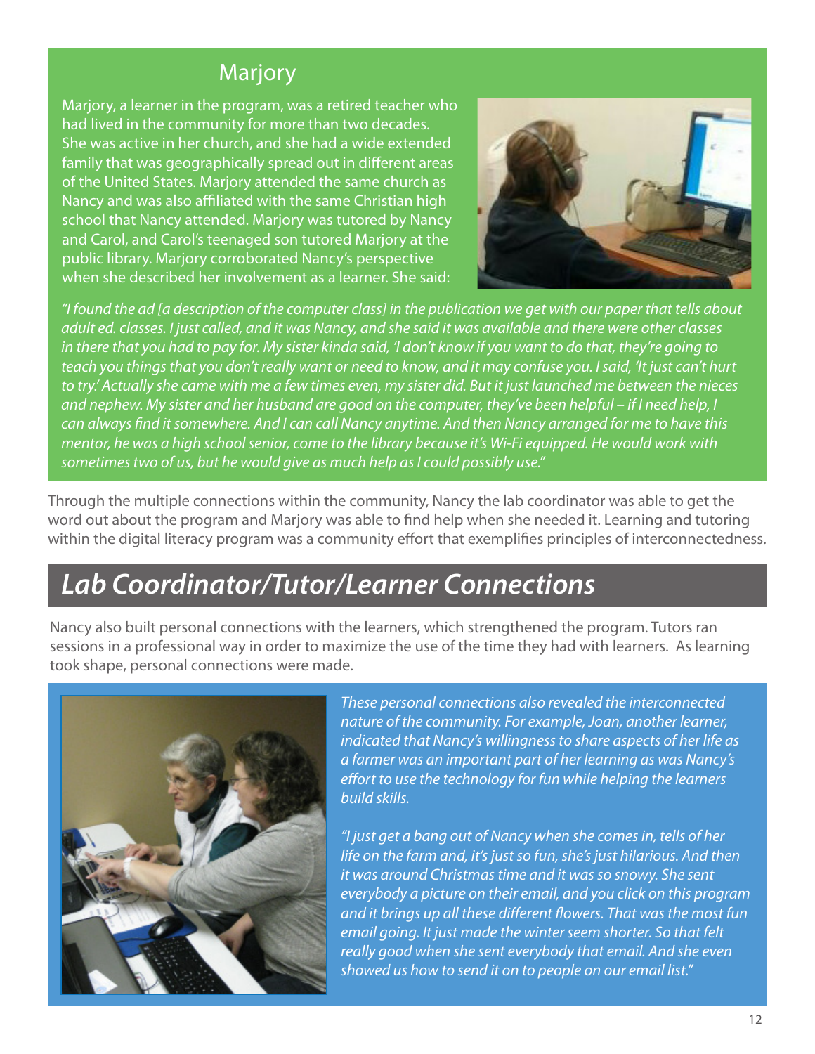## Marjory

Marjory, a learner in the program, was a retired teacher who had lived in the community for more than two decades. She was active in her church, and she had a wide extended family that was geographically spread out in different areas of the United States. Marjory attended the same church as Nancy and was also affiliated with the same Christian high school that Nancy attended. Marjory was tutored by Nancy and Carol, and Carol's teenaged son tutored Marjory at the public library. Marjory corroborated Nancy's perspective when she described her involvement as a learner. She said:

*"I found the ad [a description of the computer class] in the publication we get with our paper that tells about adult ed. classes. I just called, and it was Nancy, and she said it was available and there were other classes in there that you had to pay for. My sister kinda said, 'I don't know if you want to do that, they're going to teach you things that you don't really want or need to know, and it may confuse you. I said, 'It just can't hurt to try.' Actually she came with me a few times even, my sister did. But it just launched me between the nieces and nephew. My sister and her husband are good on the computer, they've been helpful – if I need help, I can always find it somewhere. And I can call Nancy anytime. And then Nancy arranged for me to have this mentor, he was a high school senior, come to the library because it's Wi-Fi equipped. He would work with sometimes two of us, but he would give as much help as I could possibly use."*

Through the multiple connections within the community, Nancy the lab coordinator was able to get the word out about the program and Marjory was able to find help when she needed it. Learning and tutoring within the digital literacy program was a community effort that exemplifies principles of interconnectedness.

# *Lab Coordinator/Tutor/Learner Connections*

Nancy also built personal connections with the learners, which strengthened the program. Tutors ran sessions in a professional way in order to maximize the use of the time they had with learners. As learning took shape, personal connections were made.

*These personal connections also revealed the interconnected nature of the community. For example, Joan, another learner, indicated that Nancy's willingness to share aspects of her life as a farmer was an important part of her learning as was Nancy's effort to use the technology for fun while helping the learners build skills.*

*"I just get a bang out of Nancy when she comes in, tells of her life on the farm and, it's just so fun, she's just hilarious. And then it was around Christmas time and it was so snowy. She sent everybody a picture on their email, and you click on this program and it brings up all these different flowers. That was the most fun email going. It just made the winter seem shorter. So that felt really good when she sent everybody that email. And she even showed us how to send it on to people on our email list."*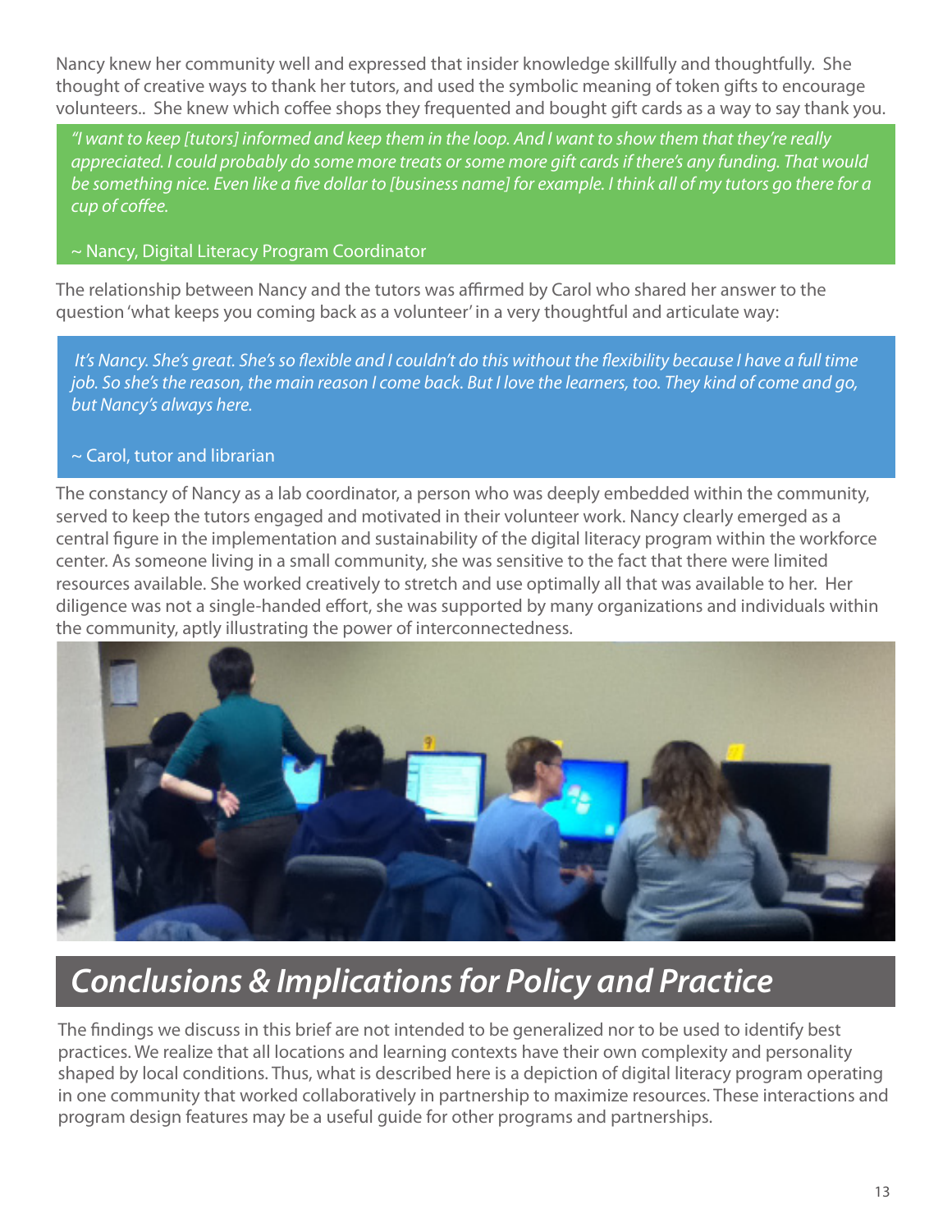Nancy knew her community well and expressed that insider knowledge skillfully and thoughtfully. She thought of creative ways to thank her tutors, and used the symbolic meaning of token gifts to encourage volunteers.. She knew which coffee shops they frequented and bought gift cards as a way to say thank you.

> *"I want to keep [tutors] informed and keep them in the loop. And I want to show them that they're really appreciated. I could probably do some more treats or some more gift cards if there's any funding. That would be something nice. Even like a five dollar to [business name] for example. I think all of my tutors go there for a cup of coffee.*
>
> ~ Nancy, Digital Literacy Program Coordinator

The relationship between Nancy and the tutors was affirmed by Carol who shared her answer to the question 'what keeps you coming back as a volunteer' in a very thoughtful and articulate way:

> *It's Nancy. She's great. She's so flexible and I couldn't do this without the flexibility because I have a full time job. So she's the reason, the main reason I come back. But I love the learners, too. They kind of come and go, but Nancy's always here.*
>
> ~ Carol, tutor and librarian

The constancy of Nancy as a lab coordinator, a person who was deeply embedded within the community, served to keep the tutors engaged and motivated in their volunteer work. Nancy clearly emerged as a central figure in the implementation and sustainability of the digital literacy program within the workforce center. As someone living in a small community, she was sensitive to the fact that there were limited resources available. She worked creatively to stretch and use optimally all that was available to her. Her diligence was not a single-handed effort, she was supported by many organizations and individuals within the community, aptly illustrating the power of interconnectedness.

## *Conclusions & Implications for Policy and Practice*

The findings we discuss in this brief are not intended to be generalized nor to be used to identify best practices. We realize that all locations and learning contexts have their own complexity and personality shaped by local conditions. Thus, what is described here is a depiction of digital literacy program operating in one community that worked collaboratively in partnership to maximize resources. These interactions and program design features may be a useful guide for other programs and partnerships.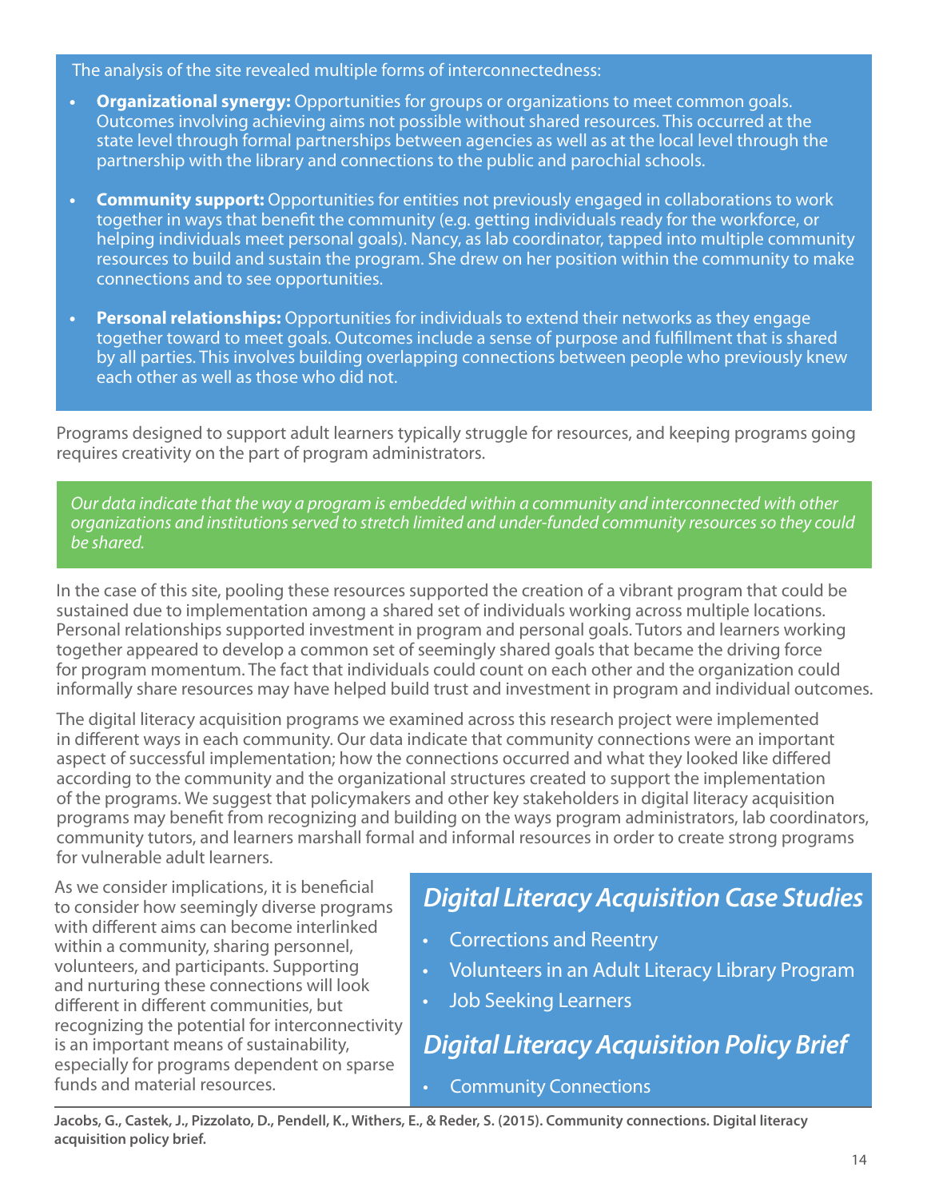The analysis of the site revealed multiple forms of interconnectedness:

- **Organizational synergy:** Opportunities for groups or organizations to meet common goals. Outcomes involving achieving aims not possible without shared resources. This occurred at the state level through formal partnerships between agencies as well as at the local level through the partnership with the library and connections to the public and parochial schools.
- **Community support:** Opportunities for entities not previously engaged in collaborations to work together in ways that benefit the community (e.g. getting individuals ready for the workforce, or helping individuals meet personal goals). Nancy, as lab coordinator, tapped into multiple community resources to build and sustain the program. She drew on her position within the community to make connections and to see opportunities.
- **Personal relationships:** Opportunities for individuals to extend their networks as they engage together toward to meet goals. Outcomes include a sense of purpose and fulfillment that is shared by all parties. This involves building overlapping connections between people who previously knew each other as well as those who did not.

Programs designed to support adult learners typically struggle for resources, and keeping programs going requires creativity on the part of program administrators.

*Our data indicate that the way a program is embedded within a community and interconnected with other organizations and institutions served to stretch limited and under-funded community resources so they could be shared.*

In the case of this site, pooling these resources supported the creation of a vibrant program that could be sustained due to implementation among a shared set of individuals working across multiple locations. Personal relationships supported investment in program and personal goals. Tutors and learners working together appeared to develop a common set of seemingly shared goals that became the driving force for program momentum. The fact that individuals could count on each other and the organization could informally share resources may have helped build trust and investment in program and individual outcomes.

The digital literacy acquisition programs we examined across this research project were implemented in different ways in each community. Our data indicate that community connections were an important aspect of successful implementation; how the connections occurred and what they looked like differed according to the community and the organizational structures created to support the implementation of the programs. We suggest that policymakers and other key stakeholders in digital literacy acquisition programs may benefit from recognizing and building on the ways program administrators, lab coordinators, community tutors, and learners marshall formal and informal resources in order to create strong programs for vulnerable adult learners.

As we consider implications, it is beneficial to consider how seemingly diverse programs with different aims can become interlinked within a community, sharing personnel, volunteers, and participants. Supporting and nurturing these connections will look different in different communities, but recognizing the potential for interconnectivity is an important means of sustainability, especially for programs dependent on sparse funds and material resources.

## *Digital Literacy Acquisition Case Studies*

- Corrections and Reentry
- Volunteers in an Adult Literacy Library Program
- Job Seeking Learners

## *Digital Literacy Acquisition Policy Brief*

- Community Connections

**Jacobs, G., Castek, J., Pizzolato, D., Pendell, K., Withers, E., & Reder, S. (2015). Community connections. Digital literacy acquisition policy brief.**